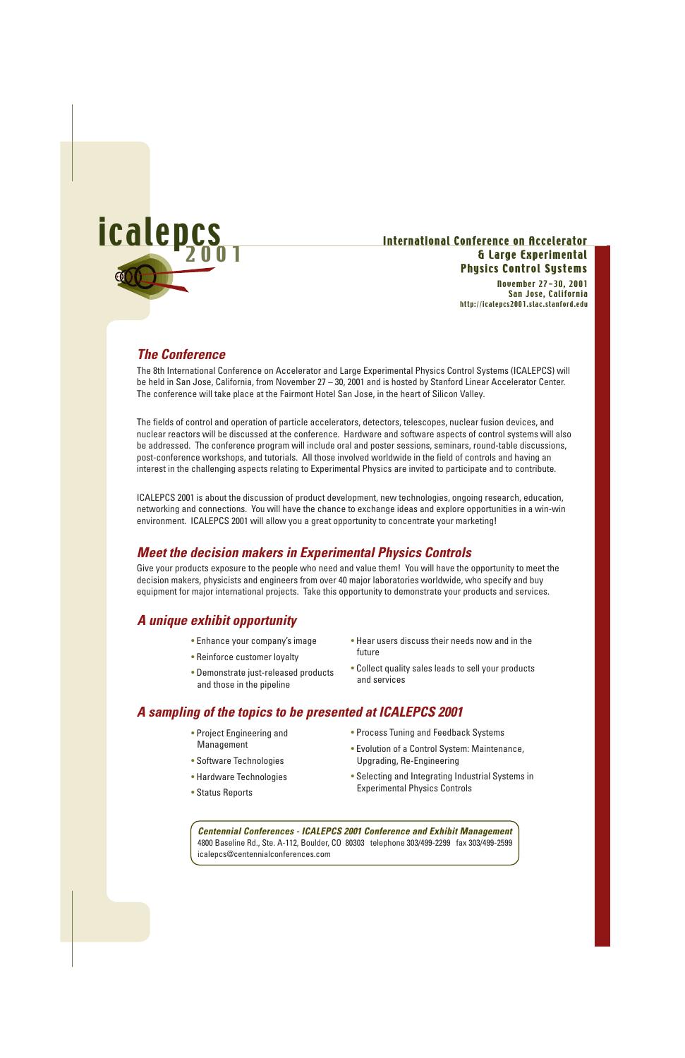# icalepcs 2001

**International Conference on Accelerator & Large Experimental Physics Control Systems**

November 27–30, 2001
San Jose, California
http://icalepcs2001.slac.stanford.edu

## *The Conference*

The 8th International Conference on Accelerator and Large Experimental Physics Control Systems (ICALEPCS) will be held in San Jose, California, from November 27 – 30, 2001 and is hosted by Stanford Linear Accelerator Center. The conference will take place at the Fairmont Hotel San Jose, in the heart of Silicon Valley.

The fields of control and operation of particle accelerators, detectors, telescopes, nuclear fusion devices, and nuclear reactors will be discussed at the conference. Hardware and software aspects of control systems will also be addressed. The conference program will include oral and poster sessions, seminars, round-table discussions, post-conference workshops, and tutorials. All those involved worldwide in the field of controls and having an interest in the challenging aspects relating to Experimental Physics are invited to participate and to contribute.

ICALEPCS 2001 is about the discussion of product development, new technologies, ongoing research, education, networking and connections. You will have the chance to exchange ideas and explore opportunities in a win-win environment. ICALEPCS 2001 will allow you a great opportunity to concentrate your marketing!

## *Meet the decision makers in Experimental Physics Controls*

Give your products exposure to the people who need and value them! You will have the opportunity to meet the decision makers, physicists and engineers from over 40 major laboratories worldwide, who specify and buy equipment for major international projects. Take this opportunity to demonstrate your products and services.

## *A unique exhibit opportunity*

- Enhance your company's image
- Reinforce customer loyalty
- Demonstrate just-released products and those in the pipeline
- Hear users discuss their needs now and in the future
- Collect quality sales leads to sell your products and services

## *A sampling of the topics to be presented at ICALEPCS 2001*

- Project Engineering and Management
- Software Technologies
- Hardware Technologies
- Status Reports
- Process Tuning and Feedback Systems
- Evolution of a Control System: Maintenance, Upgrading, Re-Engineering
- Selecting and Integrating Industrial Systems in Experimental Physics Controls

***Centennial Conferences - ICALEPCS 2001 Conference and Exhibit Management***
4800 Baseline Rd., Ste. A-112, Boulder, CO 80303 telephone 303/499-2299 fax 303/499-2599
icalepcs@centennialconferences.com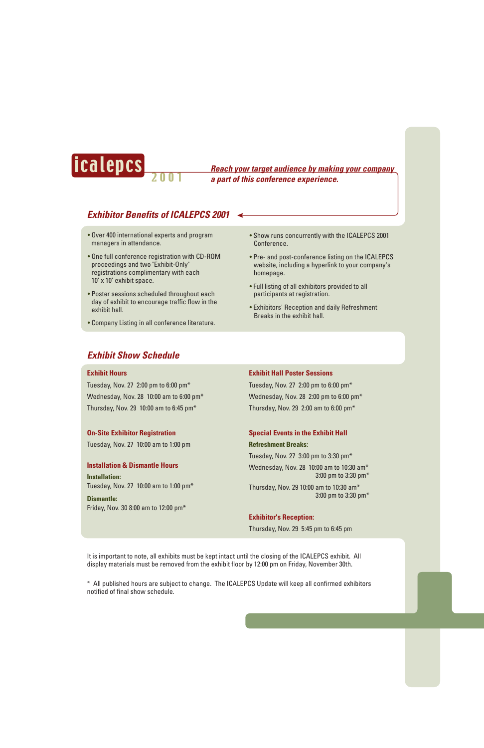**icalepcs 2001**

***Reach your target audience by making your company a part of this conference experience.***

## *Exhibitor Benefits of ICALEPCS 2001*

- Over 400 international experts and program managers in attendance.
- One full conference registration with CD-ROM proceedings and two "Exhibit-Only" registrations complimentary with each 10' x 10' exhibit space.
- Poster sessions scheduled throughout each day of exhibit to encourage traffic flow in the exhibit hall.
- Company Listing in all conference literature.
- Show runs concurrently with the ICALEPCS 2001 Conference.
- Pre- and post-conference listing on the ICALEPCS website, including a hyperlink to your company's homepage.
- Full listing of all exhibitors provided to all participants at registration.
- Exhibitors' Reception and daily Refreshment Breaks in the exhibit hall.

## *Exhibit Show Schedule*

### Exhibit Hours

Tuesday, Nov. 27  2:00 pm to 6:00 pm*

Wednesday, Nov. 28  10:00 am to 6:00 pm*

Thursday, Nov. 29  10:00 am to 6:45 pm*

### On-Site Exhibitor Registration

Tuesday, Nov. 27  10:00 am to 1:00 pm

### Installation & Dismantle Hours

**Installation:**

Tuesday, Nov. 27  10:00 am to 1:00 pm*

**Dismantle:**

Friday, Nov. 30 8:00 am to 12:00 pm*

### Exhibit Hall Poster Sessions

Tuesday, Nov. 27  2:00 pm to 6:00 pm*

Wednesday, Nov. 28  2:00 pm to 6:00 pm*

Thursday, Nov. 29  2:00 am to 6:00 pm*

### Special Events in the Exhibit Hall

**Refreshment Breaks:**

Tuesday, Nov. 27  3:00 pm to 3:30 pm*

Wednesday, Nov. 28  10:00 am to 10:30 am*
3:00 pm to 3:30 pm*

Thursday, Nov. 29 10:00 am to 10:30 am*
3:00 pm to 3:30 pm*

**Exhibitor's Reception:**

Thursday, Nov. 29  5:45 pm to 6:45 pm

It is important to note, all exhibits must be kept intact until the closing of the ICALEPCS exhibit. All display materials must be removed from the exhibit floor by 12:00 pm on Friday, November 30th.

* All published hours are subject to change. The ICALEPCS Update will keep all confirmed exhibitors notified of final show schedule.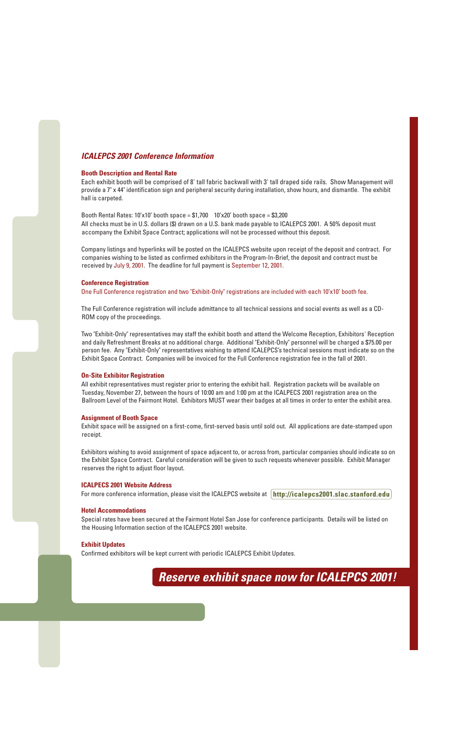## *ICALEPCS 2001 Conference Information*

### Booth Description and Rental Rate

Each exhibit booth will be comprised of 8' tall fabric backwall with 3' tall draped side rails. Show Management will provide a 7" x 44" identification sign and peripheral security during installation, show hours, and dismantle. The exhibit hall is carpeted.

Booth Rental Rates: 10'x10' booth space = $1,700    10'x20' booth space = $3,200
All checks must be in U.S. dollars ($) drawn on a U.S. bank made payable to ICALEPCS 2001. A 50% deposit must accompany the Exhibit Space Contract; applications will not be processed without this deposit.

Company listings and hyperlinks will be posted on the ICALEPCS website upon receipt of the deposit and contract. For companies wishing to be listed as confirmed exhibitors in the Program-In-Brief, the deposit and contract must be received by July 9, 2001. The deadline for full payment is September 12, 2001.

### Conference Registration

One Full Conference registration and two "Exhibit-Only" registrations are included with each 10'x10' booth fee.

The Full Conference registration will include admittance to all technical sessions and social events as well as a CD-ROM copy of the proceedings.

Two "Exhibit-Only" representatives may staff the exhibit booth and attend the Welcome Reception, Exhibitors' Reception and daily Refreshment Breaks at no additional charge. Additional "Exhibit-Only" personnel will be charged a $75.00 per person fee. Any "Exhibit-Only" representatives wishing to attend ICALEPCS's technical sessions must indicate so on the Exhibit Space Contract. Companies will be invoiced for the Full Conference registration fee in the fall of 2001.

### On-Site Exhibitor Registration

All exhibit representatives must register prior to entering the exhibit hall. Registration packets will be available on Tuesday, November 27, between the hours of 10:00 am and 1:00 pm at the ICALPECS 2001 registration area on the Ballroom Level of the Fairmont Hotel. Exhibitors MUST wear their badges at all times in order to enter the exhibit area.

### Assignment of Booth Space

Exhibit space will be assigned on a first-come, first-served basis until sold out. All applications are date-stamped upon receipt.

Exhibitors wishing to avoid assignment of space adjacent to, or across from, particular companies should indicate so on the Exhibit Space Contract. Careful consideration will be given to such requests whenever possible. Exhibit Manager reserves the right to adjust floor layout.

### ICALPECS 2001 Website Address

For more conference information, please visit the ICALEPCS website at **http://icalepcs2001.slac.stanford.edu**

### Hotel Accommodations

Special rates have been secured at the Fairmont Hotel San Jose for conference participants. Details will be listed on the Housing Information section of the ICALEPCS 2001 website.

### Exhibit Updates

Confirmed exhibitors will be kept current with periodic ICALEPCS Exhibit Updates.

***Reserve exhibit space now for ICALEPCS 2001!***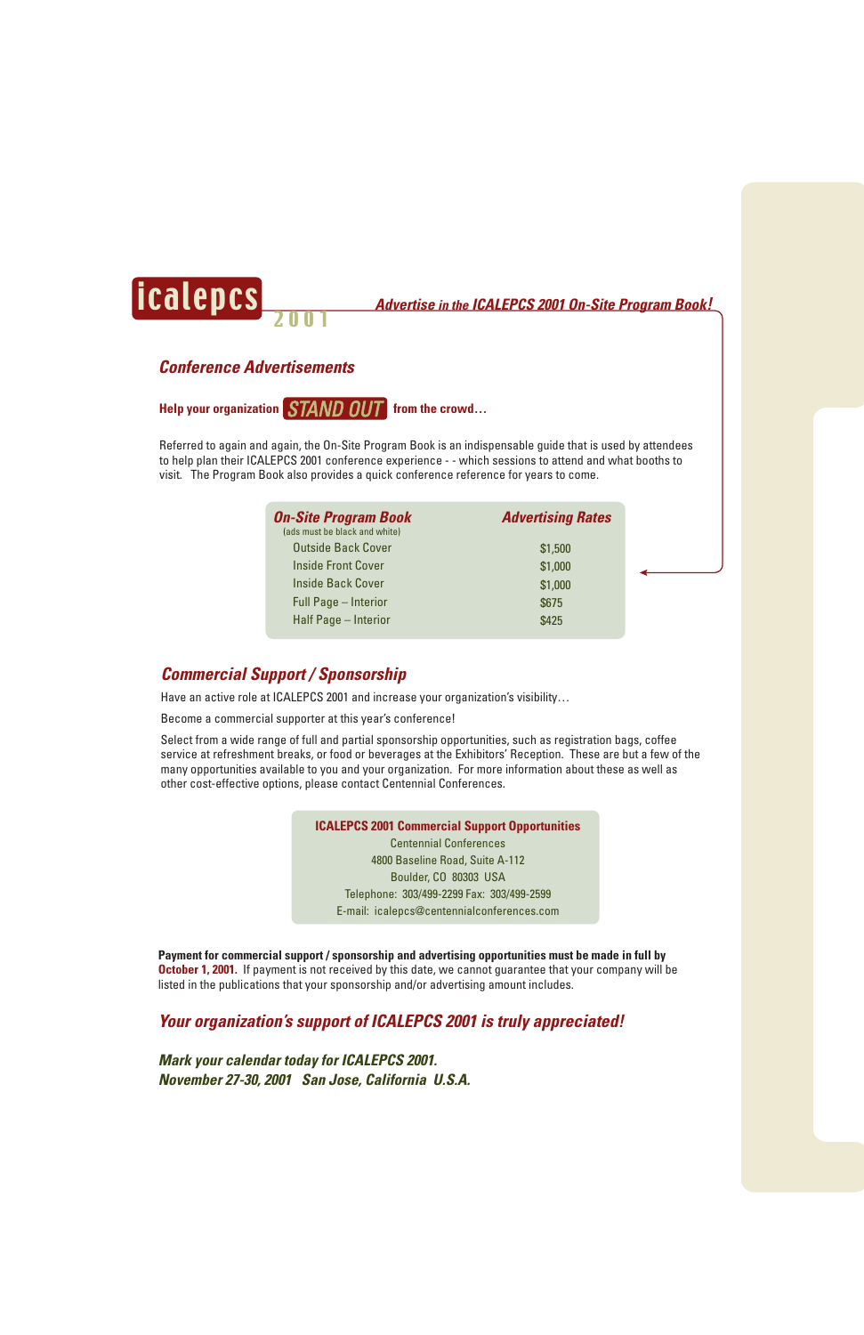# icalepcs 2001

***Advertise** in the **ICALEPCS 2001 On-Site Program Book!***

## *Conference Advertisements*

**Help your organization *STAND OUT* from the crowd…**

Referred to again and again, the On-Site Program Book is an indispensable guide that is used by attendees to help plan their ICALEPCS 2001 conference experience - - which sessions to attend and what booths to visit. The Program Book also provides a quick conference reference for years to come.

| *On-Site Program Book* (ads must be black and white) | *Advertising Rates* |
|---|---|
| Outside Back Cover | $1,500 |
| Inside Front Cover | $1,000 |
| Inside Back Cover | $1,000 |
| Full Page – Interior | $675 |
| Half Page – Interior | $425 |

## *Commercial Support / Sponsorship*

Have an active role at ICALEPCS 2001 and increase your organization's visibility…

Become a commercial supporter at this year's conference!

Select from a wide range of full and partial sponsorship opportunities, such as registration bags, coffee service at refreshment breaks, or food or beverages at the Exhibitors' Reception. These are but a few of the many opportunities available to you and your organization. For more information about these as well as other cost-effective options, please contact Centennial Conferences.

**ICALEPCS 2001 Commercial Support Opportunities**
Centennial Conferences
4800 Baseline Road, Suite A-112
Boulder, CO 80303 USA
Telephone: 303/499-2299 Fax: 303/499-2599
E-mail: icalepcs@centennialconferences.com

**Payment for commercial support / sponsorship and advertising opportunities must be made in full by October 1, 2001.** If payment is not received by this date, we cannot guarantee that your company will be listed in the publications that your sponsorship and/or advertising amount includes.

***Your organization's support of ICALEPCS 2001 is truly appreciated!***

***Mark your calendar today for ICALEPCS 2001.***
***November 27-30, 2001 San Jose, California U.S.A.***